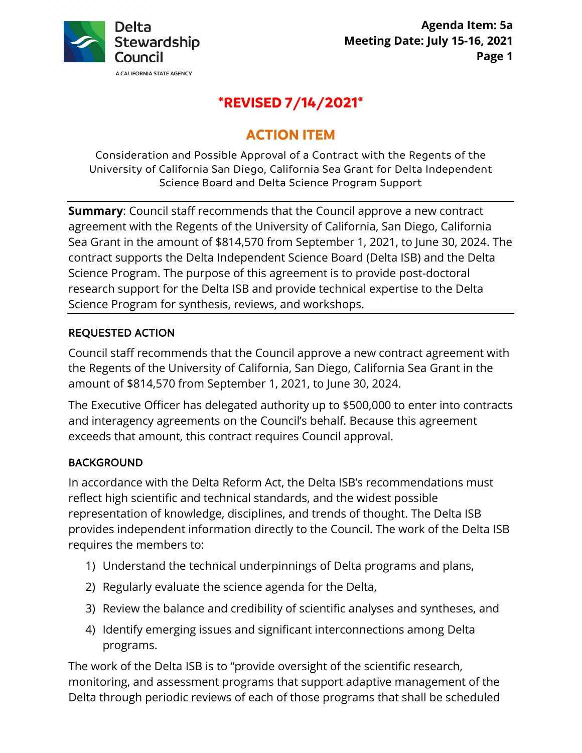**Agenda Item: 5a**
**Meeting Date: July 15-16, 2021**

Delta Stewardship Council
A CALIFORNIA STATE AGENCY

## *REVISED 7/14/2021*

# ACTION ITEM

Consideration and Possible Approval of a Contract with the Regents of the University of California San Diego, California Sea Grant for Delta Independent Science Board and Delta Science Program Support

**Summary**: Council staff recommends that the Council approve a new contract agreement with the Regents of the University of California, San Diego, California Sea Grant in the amount of $814,570 from September 1, 2021, to June 30, 2024. The contract supports the Delta Independent Science Board (Delta ISB) and the Delta Science Program. The purpose of this agreement is to provide post-doctoral research support for the Delta ISB and provide technical expertise to the Delta Science Program for synthesis, reviews, and workshops.

## REQUESTED ACTION

Council staff recommends that the Council approve a new contract agreement with the Regents of the University of California, San Diego, California Sea Grant in the amount of $814,570 from September 1, 2021, to June 30, 2024.

The Executive Officer has delegated authority up to $500,000 to enter into contracts and interagency agreements on the Council's behalf. Because this agreement exceeds that amount, this contract requires Council approval.

## BACKGROUND

In accordance with the Delta Reform Act, the Delta ISB's recommendations must reflect high scientific and technical standards, and the widest possible representation of knowledge, disciplines, and trends of thought. The Delta ISB provides independent information directly to the Council. The work of the Delta ISB requires the members to:

1) Understand the technical underpinnings of Delta programs and plans,
2) Regularly evaluate the science agenda for the Delta,
3) Review the balance and credibility of scientific analyses and syntheses, and
4) Identify emerging issues and significant interconnections among Delta programs.

The work of the Delta ISB is to "provide oversight of the scientific research, monitoring, and assessment programs that support adaptive management of the Delta through periodic reviews of each of those programs that shall be scheduled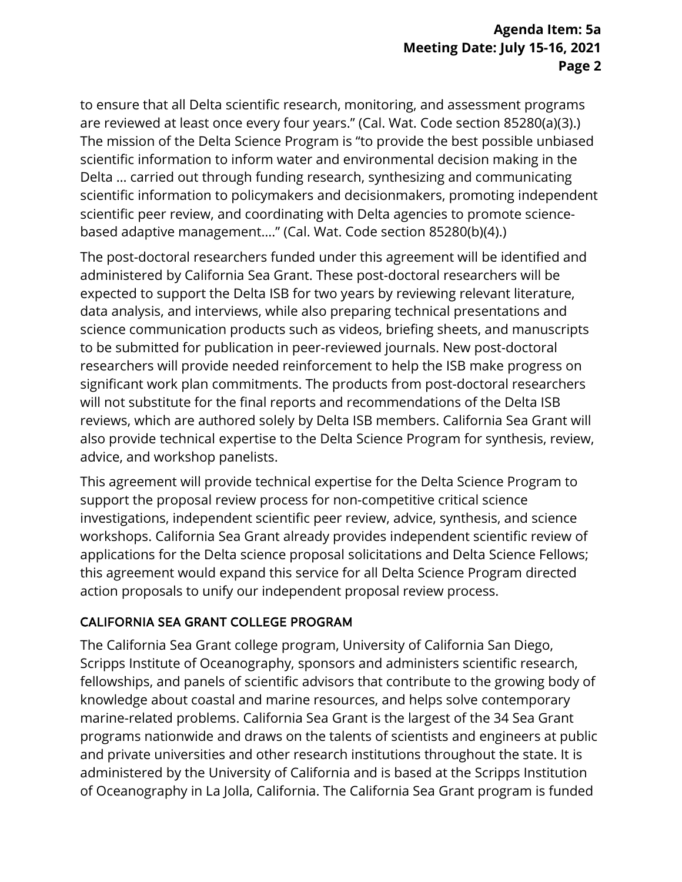to ensure that all Delta scientific research, monitoring, and assessment programs are reviewed at least once every four years.” (Cal. Wat. Code section 85280(a)(3).) The mission of the Delta Science Program is “to provide the best possible unbiased scientific information to inform water and environmental decision making in the Delta … carried out through funding research, synthesizing and communicating scientific information to policymakers and decisionmakers, promoting independent scientific peer review, and coordinating with Delta agencies to promote science-based adaptive management….” (Cal. Wat. Code section 85280(b)(4).)

The post-doctoral researchers funded under this agreement will be identified and administered by California Sea Grant. These post-doctoral researchers will be expected to support the Delta ISB for two years by reviewing relevant literature, data analysis, and interviews, while also preparing technical presentations and science communication products such as videos, briefing sheets, and manuscripts to be submitted for publication in peer-reviewed journals. New post-doctoral researchers will provide needed reinforcement to help the ISB make progress on significant work plan commitments. The products from post-doctoral researchers will not substitute for the final reports and recommendations of the Delta ISB reviews, which are authored solely by Delta ISB members. California Sea Grant will also provide technical expertise to the Delta Science Program for synthesis, review, advice, and workshop panelists.

This agreement will provide technical expertise for the Delta Science Program to support the proposal review process for non-competitive critical science investigations, independent scientific peer review, advice, synthesis, and science workshops. California Sea Grant already provides independent scientific review of applications for the Delta science proposal solicitations and Delta Science Fellows; this agreement would expand this service for all Delta Science Program directed action proposals to unify our independent proposal review process.

## CALIFORNIA SEA GRANT COLLEGE PROGRAM

The California Sea Grant college program, University of California San Diego, Scripps Institute of Oceanography, sponsors and administers scientific research, fellowships, and panels of scientific advisors that contribute to the growing body of knowledge about coastal and marine resources, and helps solve contemporary marine-related problems. California Sea Grant is the largest of the 34 Sea Grant programs nationwide and draws on the talents of scientists and engineers at public and private universities and other research institutions throughout the state. It is administered by the University of California and is based at the Scripps Institution of Oceanography in La Jolla, California. The California Sea Grant program is funded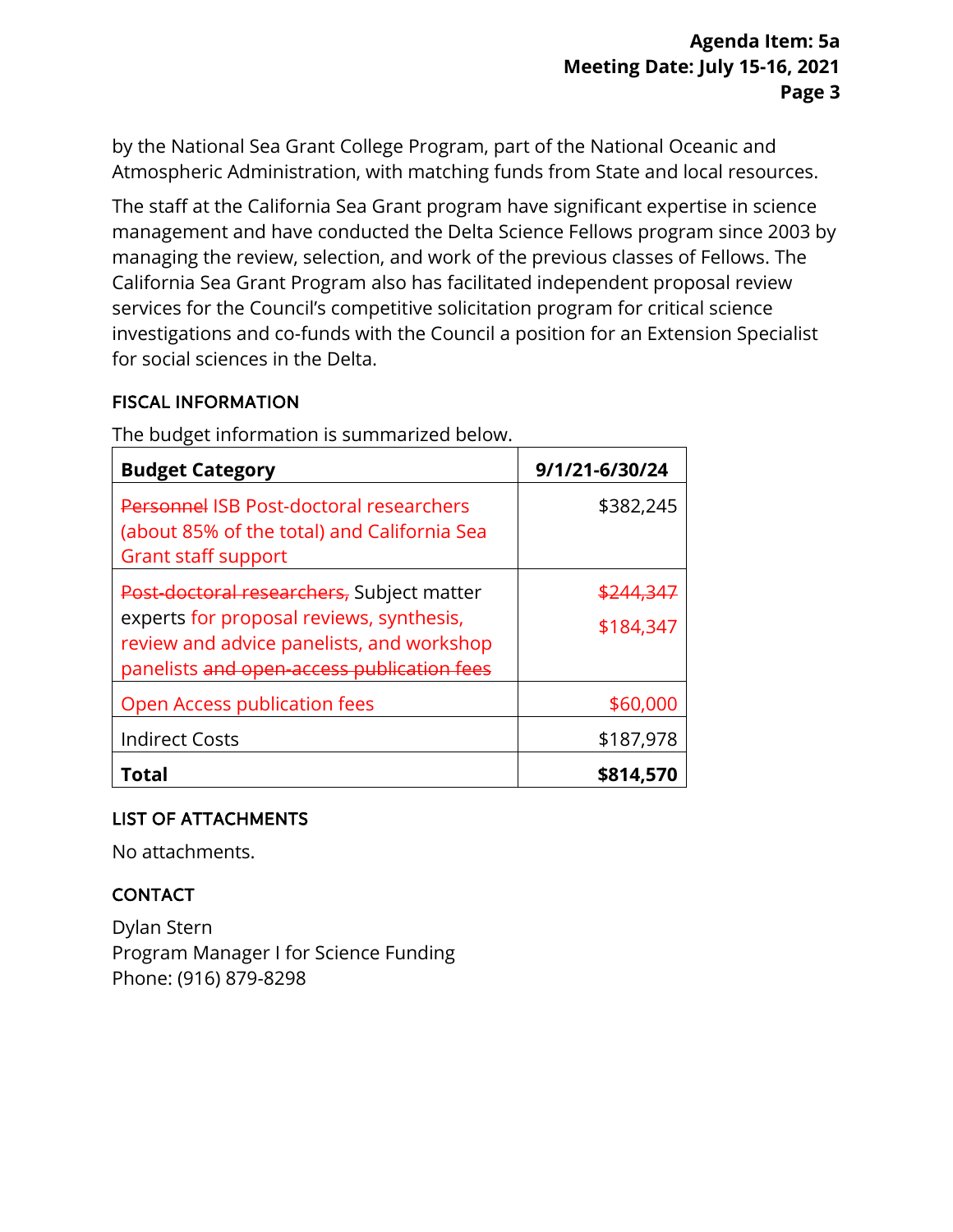by the National Sea Grant College Program, part of the National Oceanic and Atmospheric Administration, with matching funds from State and local resources.

The staff at the California Sea Grant program have significant expertise in science management and have conducted the Delta Science Fellows program since 2003 by managing the review, selection, and work of the previous classes of Fellows. The California Sea Grant Program also has facilitated independent proposal review services for the Council's competitive solicitation program for critical science investigations and co-funds with the Council a position for an Extension Specialist for social sciences in the Delta.

## FISCAL INFORMATION

The budget information is summarized below.

| Budget Category | 9/1/21-6/30/24 |
|---|---|
| ~~Personnel~~ ISB Post-doctoral researchers (about 85% of the total) and California Sea Grant staff support | $382,245 |
| ~~Post-doctoral researchers,~~ Subject matter experts for proposal reviews, synthesis, review and advice panelists, and workshop panelists ~~and open-access publication fees~~ | ~~$244,347~~ $184,347 |
| Open Access publication fees | $60,000 |
| Indirect Costs | $187,978 |
| **Total** | **$814,570** |

## LIST OF ATTACHMENTS

No attachments.

## CONTACT

Dylan Stern
Program Manager I for Science Funding
Phone: (916) 879-8298